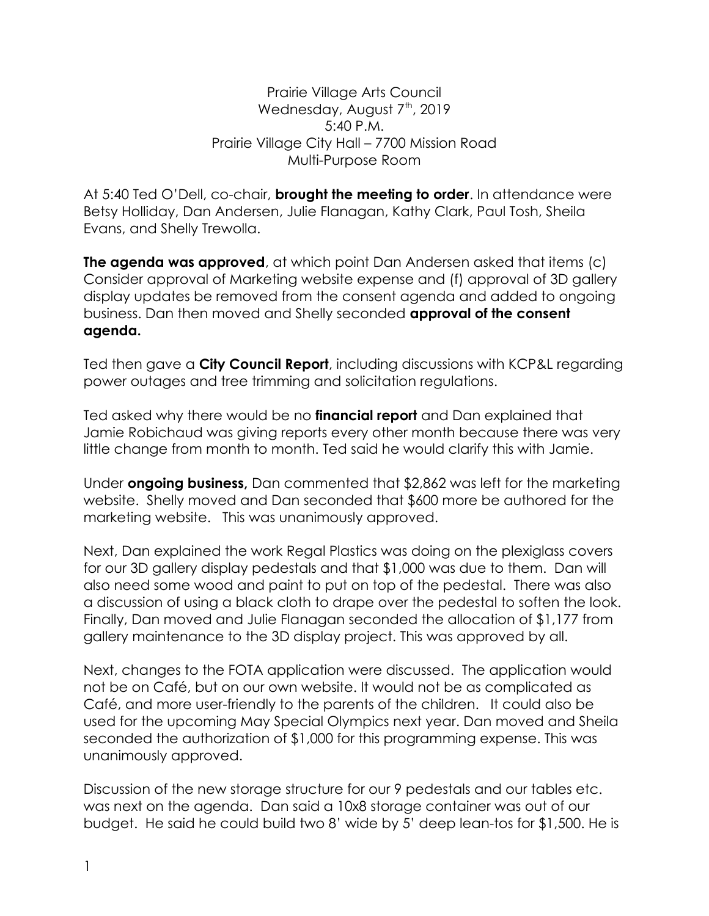Prairie Village Arts Council
Wednesday, August 7th, 2019
5:40 P.M.
Prairie Village City Hall – 7700 Mission Road
Multi-Purpose Room

At 5:40 Ted O'Dell, co-chair, **brought the meeting to order**. In attendance were Betsy Holliday, Dan Andersen, Julie Flanagan, Kathy Clark, Paul Tosh, Sheila Evans, and Shelly Trewolla.

**The agenda was approved**, at which point Dan Andersen asked that items (c) Consider approval of Marketing website expense and (f) approval of 3D gallery display updates be removed from the consent agenda and added to ongoing business. Dan then moved and Shelly seconded **approval of the consent agenda.**

Ted then gave a **City Council Report**, including discussions with KCP&L regarding power outages and tree trimming and solicitation regulations.

Ted asked why there would be no **financial report** and Dan explained that Jamie Robichaud was giving reports every other month because there was very little change from month to month. Ted said he would clarify this with Jamie.

Under **ongoing business,** Dan commented that $2,862 was left for the marketing website. Shelly moved and Dan seconded that $600 more be authored for the marketing website. This was unanimously approved.

Next, Dan explained the work Regal Plastics was doing on the plexiglass covers for our 3D gallery display pedestals and that $1,000 was due to them. Dan will also need some wood and paint to put on top of the pedestal. There was also a discussion of using a black cloth to drape over the pedestal to soften the look. Finally, Dan moved and Julie Flanagan seconded the allocation of $1,177 from gallery maintenance to the 3D display project. This was approved by all.

Next, changes to the FOTA application were discussed. The application would not be on Café, but on our own website. It would not be as complicated as Café, and more user-friendly to the parents of the children. It could also be used for the upcoming May Special Olympics next year. Dan moved and Sheila seconded the authorization of $1,000 for this programming expense. This was unanimously approved.

Discussion of the new storage structure for our 9 pedestals and our tables etc. was next on the agenda. Dan said a 10x8 storage container was out of our budget. He said he could build two 8' wide by 5' deep lean-tos for $1,500. He is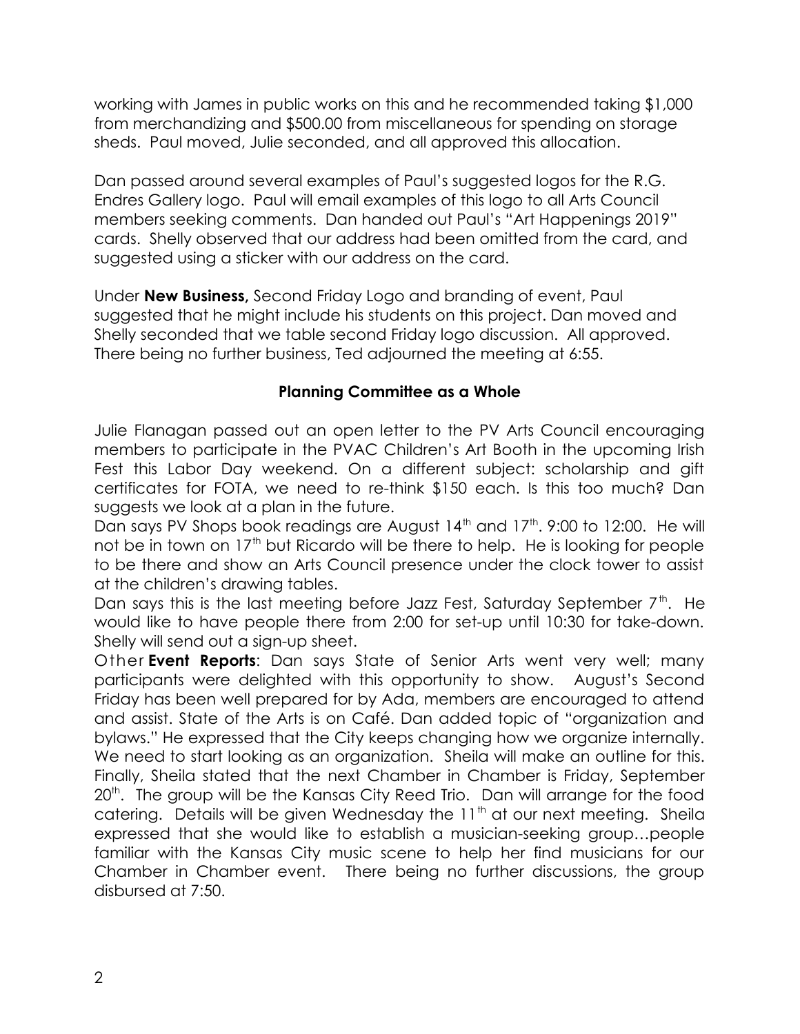working with James in public works on this and he recommended taking $1,000 from merchandizing and $500.00 from miscellaneous for spending on storage sheds. Paul moved, Julie seconded, and all approved this allocation.

Dan passed around several examples of Paul's suggested logos for the R.G. Endres Gallery logo. Paul will email examples of this logo to all Arts Council members seeking comments. Dan handed out Paul's "Art Happenings 2019" cards. Shelly observed that our address had been omitted from the card, and suggested using a sticker with our address on the card.

Under **New Business,** Second Friday Logo and branding of event, Paul suggested that he might include his students on this project. Dan moved and Shelly seconded that we table second Friday logo discussion. All approved. There being no further business, Ted adjourned the meeting at 6:55.

**Planning Committee as a Whole**

Julie Flanagan passed out an open letter to the PV Arts Council encouraging members to participate in the PVAC Children's Art Booth in the upcoming Irish Fest this Labor Day weekend. On a different subject: scholarship and gift certificates for FOTA, we need to re-think $150 each. Is this too much? Dan suggests we look at a plan in the future.

Dan says PV Shops book readings are August 14th and 17th. 9:00 to 12:00. He will not be in town on 17th but Ricardo will be there to help. He is looking for people to be there and show an Arts Council presence under the clock tower to assist at the children's drawing tables.

Dan says this is the last meeting before Jazz Fest, Saturday September 7th. He would like to have people there from 2:00 for set-up until 10:30 for take-down. Shelly will send out a sign-up sheet.

Other **Event Reports**: Dan says State of Senior Arts went very well; many participants were delighted with this opportunity to show. August's Second Friday has been well prepared for by Ada, members are encouraged to attend and assist. State of the Arts is on Café. Dan added topic of "organization and bylaws." He expressed that the City keeps changing how we organize internally. We need to start looking as an organization. Sheila will make an outline for this. Finally, Sheila stated that the next Chamber in Chamber is Friday, September 20th. The group will be the Kansas City Reed Trio. Dan will arrange for the food catering. Details will be given Wednesday the 11th at our next meeting. Sheila expressed that she would like to establish a musician-seeking group…people familiar with the Kansas City music scene to help her find musicians for our Chamber in Chamber event. There being no further discussions, the group disbursed at 7:50.